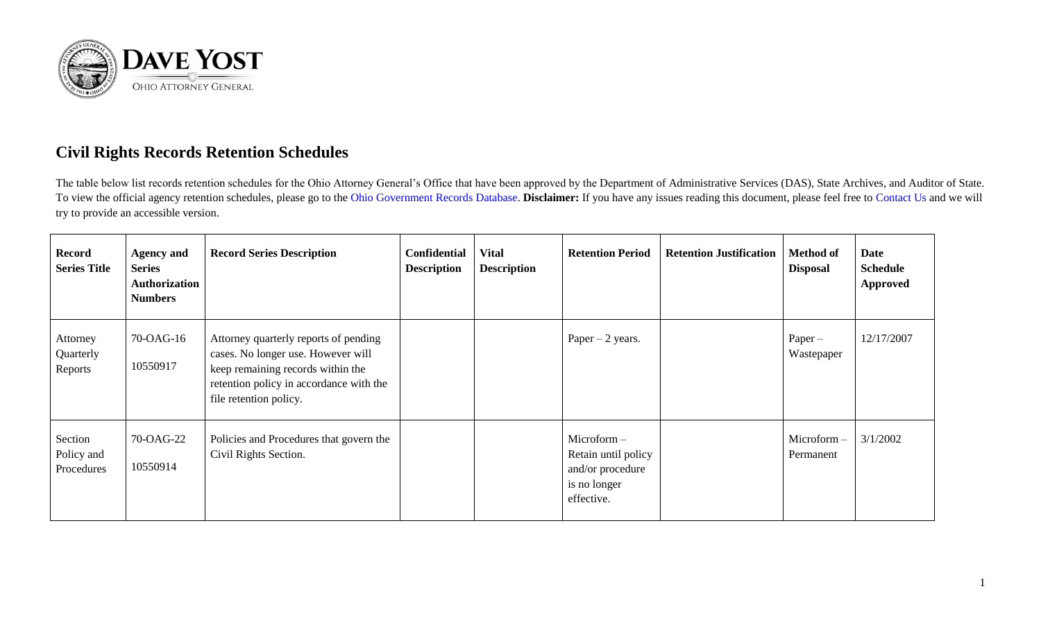DAVE YOST
OHIO ATTORNEY GENERAL

## Civil Rights Records Retention Schedules

The table below list records retention schedules for the Ohio Attorney General's Office that have been approved by the Department of Administrative Services (DAS), State Archives, and Auditor of State. To view the official agency retention schedules, please go to the Ohio Government Records Database. **Disclaimer:** If you have any issues reading this document, please feel free to Contact Us and we will try to provide an accessible version.

| Record Series Title | Agency and Series Authorization Numbers | Record Series Description | Confidential Description | Vital Description | Retention Period | Retention Justification | Method of Disposal | Date Schedule Approved |
|---|---|---|---|---|---|---|---|---|
| Attorney Quarterly Reports | 70-OAG-16<br>10550917 | Attorney quarterly reports of pending cases. No longer use. However will keep remaining records within the retention policy in accordance with the file retention policy. | | | Paper – 2 years. | | Paper – Wastepaper | 12/17/2007 |
| Section Policy and Procedures | 70-OAG-22<br>10550914 | Policies and Procedures that govern the Civil Rights Section. | | | Microform – Retain until policy and/or procedure is no longer effective. | | Microform – Permanent | 3/1/2002 |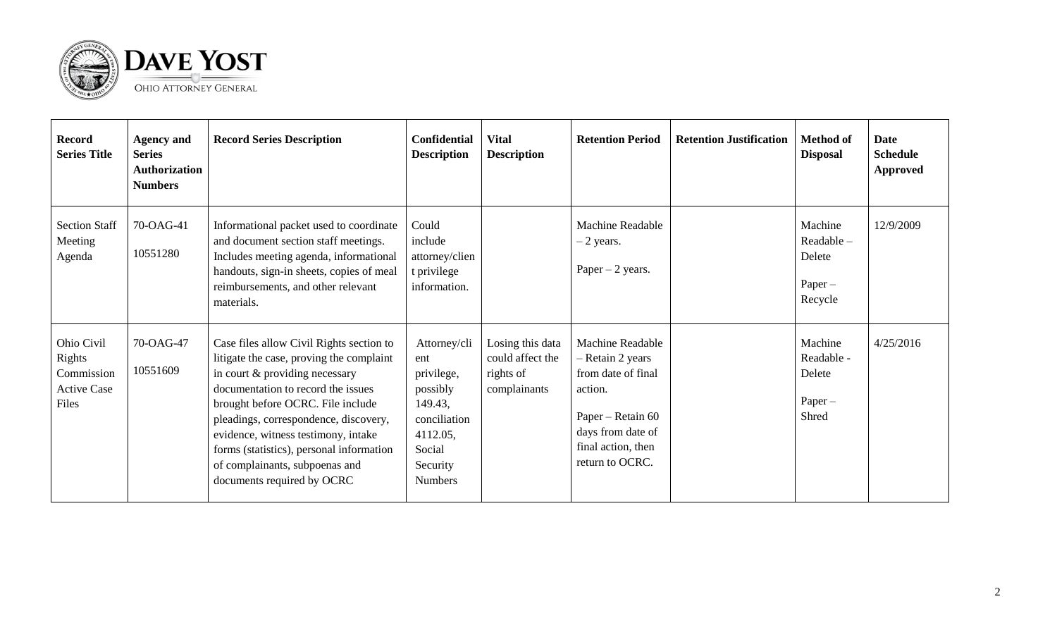| Record Series Title | Agency and Series Authorization Numbers | Record Series Description | Confidential Description | Vital Description | Retention Period | Retention Justification | Method of Disposal | Date Schedule Approved |
|---|---|---|---|---|---|---|---|---|
| Section Staff Meeting Agenda | 70-OAG-41<br><br>10551280 | Informational packet used to coordinate and document section staff meetings. Includes meeting agenda, informational handouts, sign-in sheets, copies of meal reimbursements, and other relevant materials. | Could include attorney/client privilege information. | | Machine Readable – 2 years.<br><br>Paper – 2 years. | | Machine Readable – Delete<br><br>Paper – Recycle | 12/9/2009 |
| Ohio Civil Rights Commission Active Case Files | 70-OAG-47<br><br>10551609 | Case files allow Civil Rights section to litigate the case, proving the complaint in court & providing necessary documentation to record the issues brought before OCRC. File include pleadings, correspondence, discovery, evidence, witness testimony, intake forms (statistics), personal information of complainants, subpoenas and documents required by OCRC | Attorney/client privilege, possibly 149.43, conciliation 4112.05, Social Security Numbers | Losing this data could affect the rights of complainants | Machine Readable – Retain 2 years from date of final action.<br><br>Paper – Retain 60 days from date of final action, then return to OCRC. | | Machine Readable - Delete<br><br>Paper – Shred | 4/25/2016 |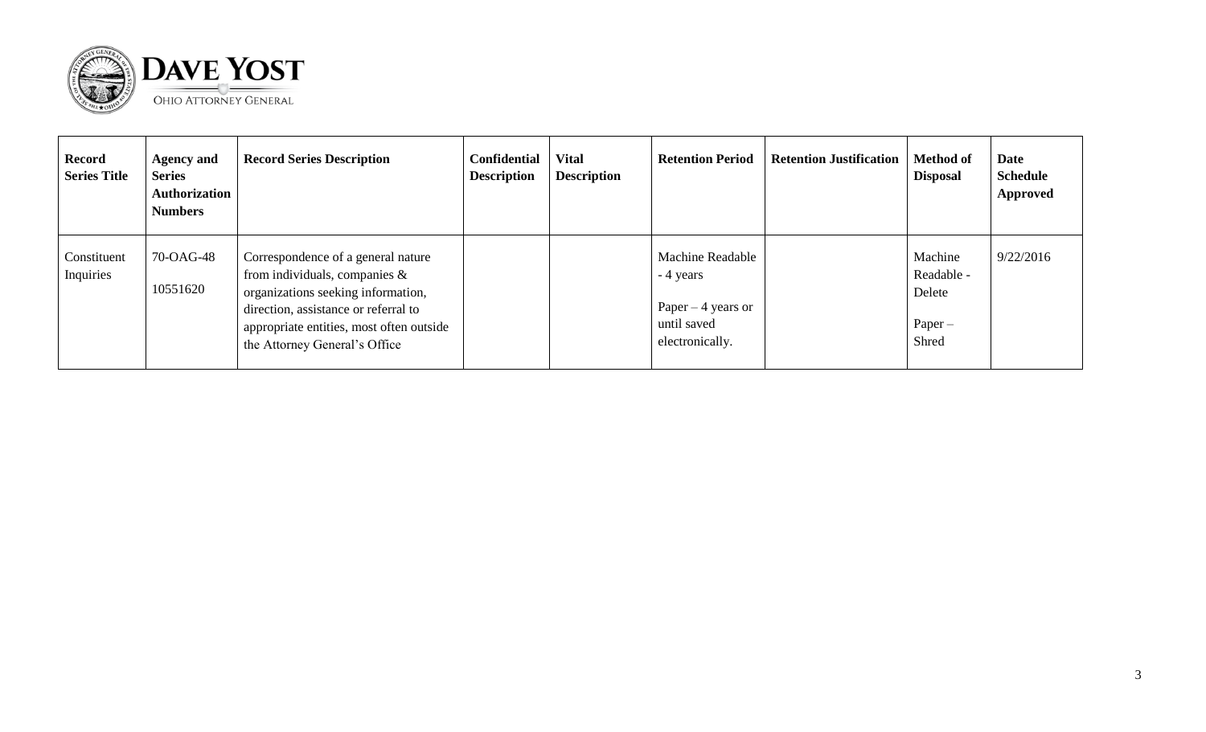**DAVE YOST**
OHIO ATTORNEY GENERAL

| Record Series Title | Agency and Series Authorization Numbers | Record Series Description | Confidential Description | Vital Description | Retention Period | Retention Justification | Method of Disposal | Date Schedule Approved |
|---|---|---|---|---|---|---|---|---|
| Constituent Inquiries | 70-OAG-48<br><br>10551620 | Correspondence of a general nature from individuals, companies & organizations seeking information, direction, assistance or referral to appropriate entities, most often outside the Attorney General's Office | | | Machine Readable - 4 years<br><br>Paper – 4 years or until saved electronically. | | Machine Readable - Delete<br><br>Paper – Shred | 9/22/2016 |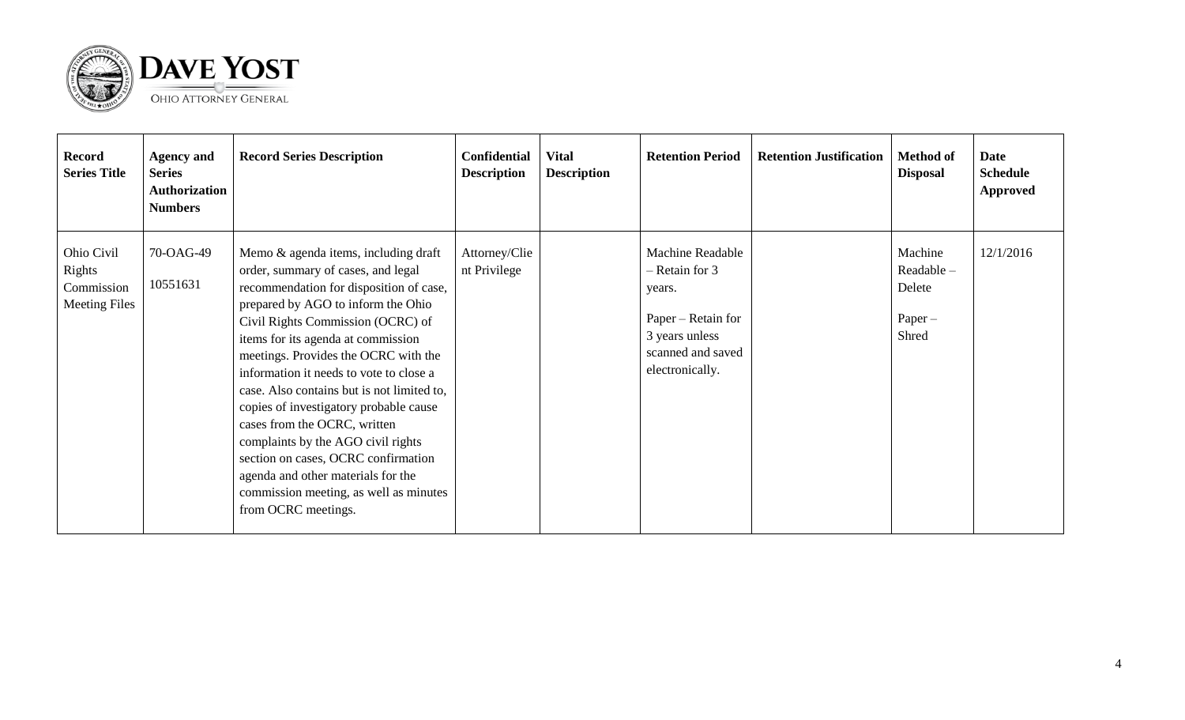| Record Series Title | Agency and Series Authorization Numbers | Record Series Description | Confidential Description | Vital Description | Retention Period | Retention Justification | Method of Disposal | Date Schedule Approved |
|---|---|---|---|---|---|---|---|---|
| Ohio Civil Rights Commission Meeting Files | 70-OAG-49<br><br>10551631 | Memo & agenda items, including draft order, summary of cases, and legal recommendation for disposition of case, prepared by AGO to inform the Ohio Civil Rights Commission (OCRC) of items for its agenda at commission meetings. Provides the OCRC with the information it needs to vote to close a case. Also contains but is not limited to, copies of investigatory probable cause cases from the OCRC, written complaints by the AGO civil rights section on cases, OCRC confirmation agenda and other materials for the commission meeting, as well as minutes from OCRC meetings. | Attorney/Client Privilege | | Machine Readable – Retain for 3 years.<br><br>Paper – Retain for 3 years unless scanned and saved electronically. | | Machine Readable – Delete<br><br>Paper – Shred | 12/1/2016 |